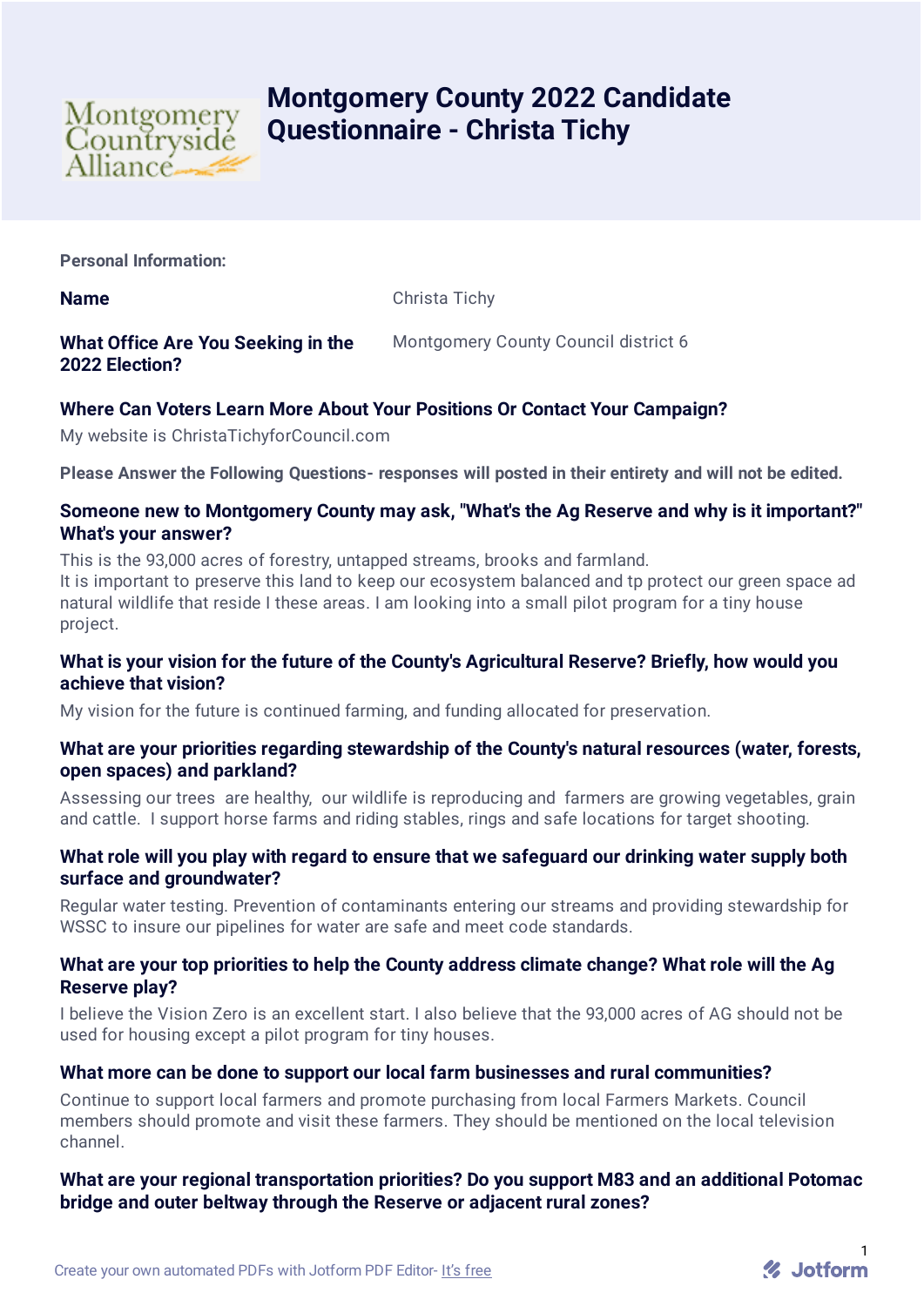# Montgomery County 2022 Candidate Questionnaire - Christa Tichy

**Personal Information:**

**Name** Christa Tichy

**What Office Are You Seeking in the 2022 Election?** Montgomery County Council district 6

**Where Can Voters Learn More About Your Positions Or Contact Your Campaign?**

My website is ChristaTichyforCouncil.com

**Please Answer the Following Questions- responses will posted in their entirety and will not be edited.**

**Someone new to Montgomery County may ask, "What's the Ag Reserve and why is it important?" What's your answer?**

This is the 93,000 acres of forestry, untapped streams, brooks and farmland.
It is important to preserve this land to keep our ecosystem balanced and tp protect our green space ad natural wildlife that reside I these areas. I am looking into a small pilot program for a tiny house project.

**What is your vision for the future of the County's Agricultural Reserve? Briefly, how would you achieve that vision?**

My vision for the future is continued farming, and funding allocated for preservation.

**What are your priorities regarding stewardship of the County's natural resources (water, forests, open spaces) and parkland?**

Assessing our trees are healthy, our wildlife is reproducing and farmers are growing vegetables, grain and cattle. I support horse farms and riding stables, rings and safe locations for target shooting.

**What role will you play with regard to ensure that we safeguard our drinking water supply both surface and groundwater?**

Regular water testing. Prevention of contaminants entering our streams and providing stewardship for WSSC to insure our pipelines for water are safe and meet code standards.

**What are your top priorities to help the County address climate change? What role will the Ag Reserve play?**

I believe the Vision Zero is an excellent start. I also believe that the 93,000 acres of AG should not be used for housing except a pilot program for tiny houses.

**What more can be done to support our local farm businesses and rural communities?**

Continue to support local farmers and promote purchasing from local Farmers Markets. Council members should promote and visit these farmers. They should be mentioned on the local television channel.

**What are your regional transportation priorities? Do you support M83 and an additional Potomac bridge and outer beltway through the Reserve or adjacent rural zones?**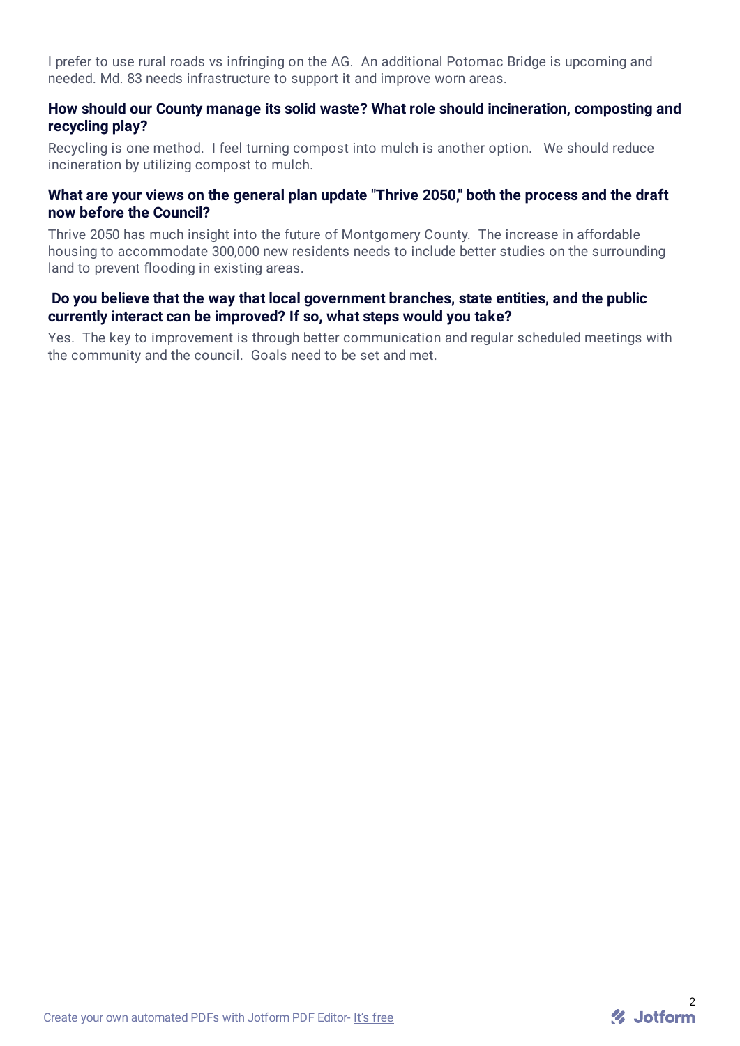I prefer to use rural roads vs infringing on the AG.  An additional Potomac Bridge is upcoming and needed. Md. 83 needs infrastructure to support it and improve worn areas.

**How should our County manage its solid waste? What role should incineration, composting and recycling play?**

Recycling is one method.  I feel turning compost into mulch is another option.   We should reduce incineration by utilizing compost to mulch.

**What are your views on the general plan update "Thrive 2050," both the process and the draft now before the Council?**

Thrive 2050 has much insight into the future of Montgomery County.  The increase in affordable housing to accommodate 300,000 new residents needs to include better studies on the surrounding land to prevent flooding in existing areas.

**Do you believe that the way that local government branches, state entities, and the public currently interact can be improved? If so, what steps would you take?**

Yes.  The key to improvement is through better communication and regular scheduled meetings with the community and the council.  Goals need to be set and met.